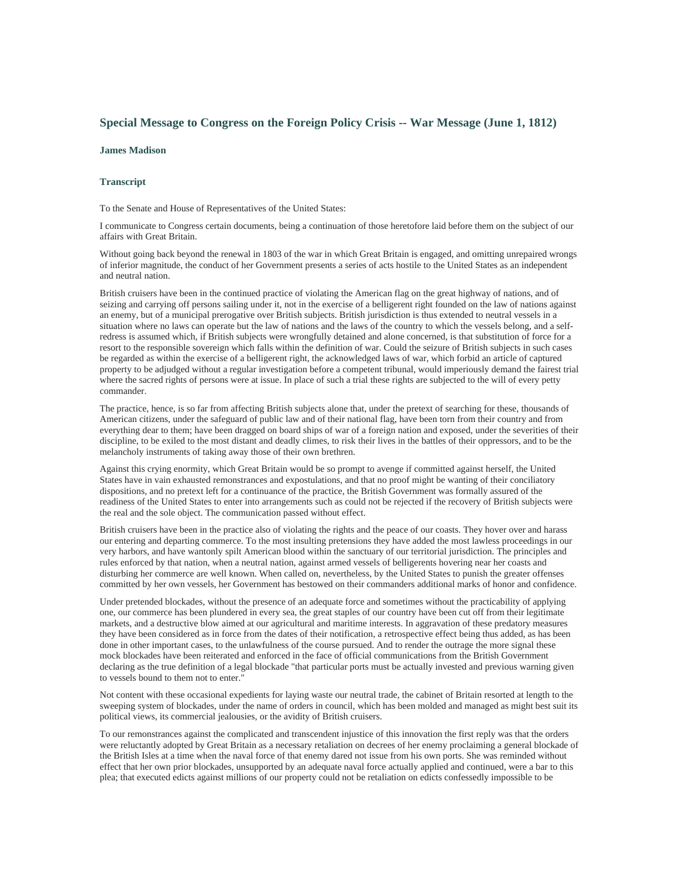## Special Message to Congress on the Foreign Policy Crisis -- War Message (June 1, 1812)

**James Madison**

**Transcript**

To the Senate and House of Representatives of the United States:

I communicate to Congress certain documents, being a continuation of those heretofore laid before them on the subject of our affairs with Great Britain.

Without going back beyond the renewal in 1803 of the war in which Great Britain is engaged, and omitting unrepaired wrongs of inferior magnitude, the conduct of her Government presents a series of acts hostile to the United States as an independent and neutral nation.

British cruisers have been in the continued practice of violating the American flag on the great highway of nations, and of seizing and carrying off persons sailing under it, not in the exercise of a belligerent right founded on the law of nations against an enemy, but of a municipal prerogative over British subjects. British jurisdiction is thus extended to neutral vessels in a situation where no laws can operate but the law of nations and the laws of the country to which the vessels belong, and a self-redress is assumed which, if British subjects were wrongfully detained and alone concerned, is that substitution of force for a resort to the responsible sovereign which falls within the definition of war. Could the seizure of British subjects in such cases be regarded as within the exercise of a belligerent right, the acknowledged laws of war, which forbid an article of captured property to be adjudged without a regular investigation before a competent tribunal, would imperiously demand the fairest trial where the sacred rights of persons were at issue. In place of such a trial these rights are subjected to the will of every petty commander.

The practice, hence, is so far from affecting British subjects alone that, under the pretext of searching for these, thousands of American citizens, under the safeguard of public law and of their national flag, have been torn from their country and from everything dear to them; have been dragged on board ships of war of a foreign nation and exposed, under the severities of their discipline, to be exiled to the most distant and deadly climes, to risk their lives in the battles of their oppressors, and to be the melancholy instruments of taking away those of their own brethren.

Against this crying enormity, which Great Britain would be so prompt to avenge if committed against herself, the United States have in vain exhausted remonstrances and expostulations, and that no proof might be wanting of their conciliatory dispositions, and no pretext left for a continuance of the practice, the British Government was formally assured of the readiness of the United States to enter into arrangements such as could not be rejected if the recovery of British subjects were the real and the sole object. The communication passed without effect.

British cruisers have been in the practice also of violating the rights and the peace of our coasts. They hover over and harass our entering and departing commerce. To the most insulting pretensions they have added the most lawless proceedings in our very harbors, and have wantonly spilt American blood within the sanctuary of our territorial jurisdiction. The principles and rules enforced by that nation, when a neutral nation, against armed vessels of belligerents hovering near her coasts and disturbing her commerce are well known. When called on, nevertheless, by the United States to punish the greater offenses committed by her own vessels, her Government has bestowed on their commanders additional marks of honor and confidence.

Under pretended blockades, without the presence of an adequate force and sometimes without the practicability of applying one, our commerce has been plundered in every sea, the great staples of our country have been cut off from their legitimate markets, and a destructive blow aimed at our agricultural and maritime interests. In aggravation of these predatory measures they have been considered as in force from the dates of their notification, a retrospective effect being thus added, as has been done in other important cases, to the unlawfulness of the course pursued. And to render the outrage the more signal these mock blockades have been reiterated and enforced in the face of official communications from the British Government declaring as the true definition of a legal blockade "that particular ports must be actually invested and previous warning given to vessels bound to them not to enter."

Not content with these occasional expedients for laying waste our neutral trade, the cabinet of Britain resorted at length to the sweeping system of blockades, under the name of orders in council, which has been molded and managed as might best suit its political views, its commercial jealousies, or the avidity of British cruisers.

To our remonstrances against the complicated and transcendent injustice of this innovation the first reply was that the orders were reluctantly adopted by Great Britain as a necessary retaliation on decrees of her enemy proclaiming a general blockade of the British Isles at a time when the naval force of that enemy dared not issue from his own ports. She was reminded without effect that her own prior blockades, unsupported by an adequate naval force actually applied and continued, were a bar to this plea; that executed edicts against millions of our property could not be retaliation on edicts confessedly impossible to be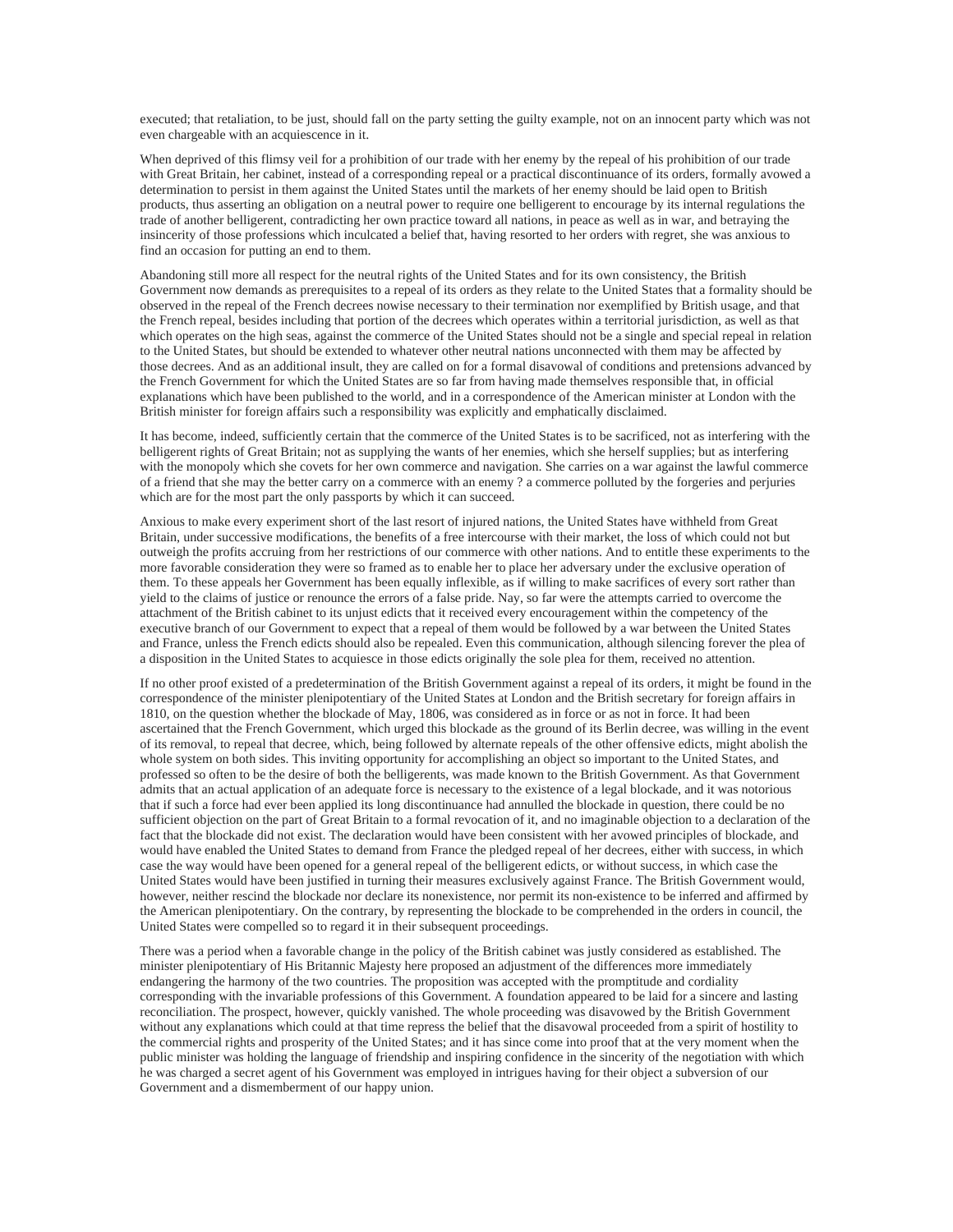executed; that retaliation, to be just, should fall on the party setting the guilty example, not on an innocent party which was not even chargeable with an acquiescence in it.

When deprived of this flimsy veil for a prohibition of our trade with her enemy by the repeal of his prohibition of our trade with Great Britain, her cabinet, instead of a corresponding repeal or a practical discontinuance of its orders, formally avowed a determination to persist in them against the United States until the markets of her enemy should be laid open to British products, thus asserting an obligation on a neutral power to require one belligerent to encourage by its internal regulations the trade of another belligerent, contradicting her own practice toward all nations, in peace as well as in war, and betraying the insincerity of those professions which inculcated a belief that, having resorted to her orders with regret, she was anxious to find an occasion for putting an end to them.

Abandoning still more all respect for the neutral rights of the United States and for its own consistency, the British Government now demands as prerequisites to a repeal of its orders as they relate to the United States that a formality should be observed in the repeal of the French decrees nowise necessary to their termination nor exemplified by British usage, and that the French repeal, besides including that portion of the decrees which operates within a territorial jurisdiction, as well as that which operates on the high seas, against the commerce of the United States should not be a single and special repeal in relation to the United States, but should be extended to whatever other neutral nations unconnected with them may be affected by those decrees. And as an additional insult, they are called on for a formal disavowal of conditions and pretensions advanced by the French Government for which the United States are so far from having made themselves responsible that, in official explanations which have been published to the world, and in a correspondence of the American minister at London with the British minister for foreign affairs such a responsibility was explicitly and emphatically disclaimed.

It has become, indeed, sufficiently certain that the commerce of the United States is to be sacrificed, not as interfering with the belligerent rights of Great Britain; not as supplying the wants of her enemies, which she herself supplies; but as interfering with the monopoly which she covets for her own commerce and navigation. She carries on a war against the lawful commerce of a friend that she may the better carry on a commerce with an enemy ? a commerce polluted by the forgeries and perjuries which are for the most part the only passports by which it can succeed.

Anxious to make every experiment short of the last resort of injured nations, the United States have withheld from Great Britain, under successive modifications, the benefits of a free intercourse with their market, the loss of which could not but outweigh the profits accruing from her restrictions of our commerce with other nations. And to entitle these experiments to the more favorable consideration they were so framed as to enable her to place her adversary under the exclusive operation of them. To these appeals her Government has been equally inflexible, as if willing to make sacrifices of every sort rather than yield to the claims of justice or renounce the errors of a false pride. Nay, so far were the attempts carried to overcome the attachment of the British cabinet to its unjust edicts that it received every encouragement within the competency of the executive branch of our Government to expect that a repeal of them would be followed by a war between the United States and France, unless the French edicts should also be repealed. Even this communication, although silencing forever the plea of a disposition in the United States to acquiesce in those edicts originally the sole plea for them, received no attention.

If no other proof existed of a predetermination of the British Government against a repeal of its orders, it might be found in the correspondence of the minister plenipotentiary of the United States at London and the British secretary for foreign affairs in 1810, on the question whether the blockade of May, 1806, was considered as in force or as not in force. It had been ascertained that the French Government, which urged this blockade as the ground of its Berlin decree, was willing in the event of its removal, to repeal that decree, which, being followed by alternate repeals of the other offensive edicts, might abolish the whole system on both sides. This inviting opportunity for accomplishing an object so important to the United States, and professed so often to be the desire of both the belligerents, was made known to the British Government. As that Government admits that an actual application of an adequate force is necessary to the existence of a legal blockade, and it was notorious that if such a force had ever been applied its long discontinuance had annulled the blockade in question, there could be no sufficient objection on the part of Great Britain to a formal revocation of it, and no imaginable objection to a declaration of the fact that the blockade did not exist. The declaration would have been consistent with her avowed principles of blockade, and would have enabled the United States to demand from France the pledged repeal of her decrees, either with success, in which case the way would have been opened for a general repeal of the belligerent edicts, or without success, in which case the United States would have been justified in turning their measures exclusively against France. The British Government would, however, neither rescind the blockade nor declare its nonexistence, nor permit its non-existence to be inferred and affirmed by the American plenipotentiary. On the contrary, by representing the blockade to be comprehended in the orders in council, the United States were compelled so to regard it in their subsequent proceedings.

There was a period when a favorable change in the policy of the British cabinet was justly considered as established. The minister plenipotentiary of His Britannic Majesty here proposed an adjustment of the differences more immediately endangering the harmony of the two countries. The proposition was accepted with the promptitude and cordiality corresponding with the invariable professions of this Government. A foundation appeared to be laid for a sincere and lasting reconciliation. The prospect, however, quickly vanished. The whole proceeding was disavowed by the British Government without any explanations which could at that time repress the belief that the disavowal proceeded from a spirit of hostility to the commercial rights and prosperity of the United States; and it has since come into proof that at the very moment when the public minister was holding the language of friendship and inspiring confidence in the sincerity of the negotiation with which he was charged a secret agent of his Government was employed in intrigues having for their object a subversion of our Government and a dismemberment of our happy union.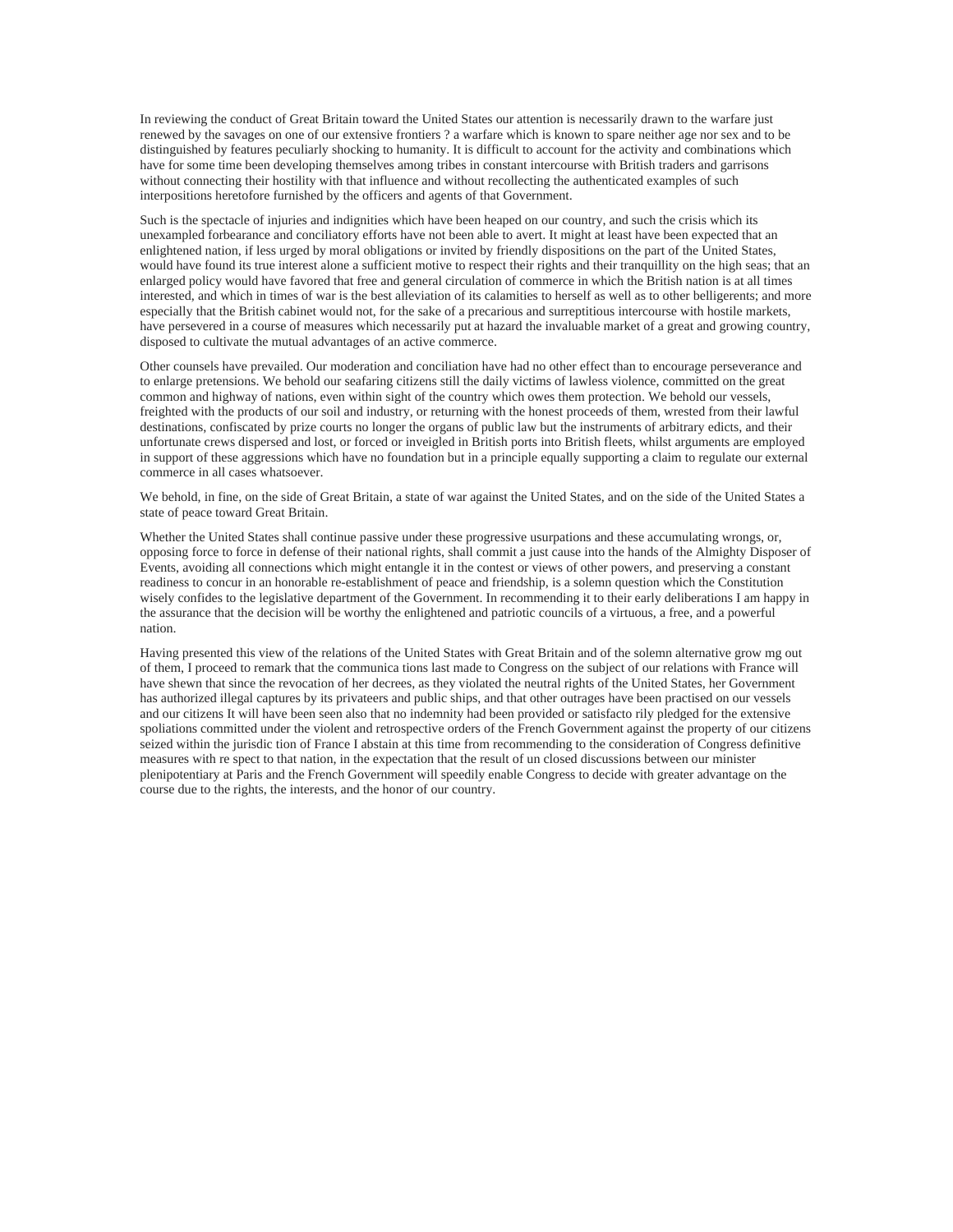In reviewing the conduct of Great Britain toward the United States our attention is necessarily drawn to the warfare just renewed by the savages on one of our extensive frontiers ? a warfare which is known to spare neither age nor sex and to be distinguished by features peculiarly shocking to humanity. It is difficult to account for the activity and combinations which have for some time been developing themselves among tribes in constant intercourse with British traders and garrisons without connecting their hostility with that influence and without recollecting the authenticated examples of such interpositions heretofore furnished by the officers and agents of that Government.

Such is the spectacle of injuries and indignities which have been heaped on our country, and such the crisis which its unexampled forbearance and conciliatory efforts have not been able to avert. It might at least have been expected that an enlightened nation, if less urged by moral obligations or invited by friendly dispositions on the part of the United States, would have found its true interest alone a sufficient motive to respect their rights and their tranquillity on the high seas; that an enlarged policy would have favored that free and general circulation of commerce in which the British nation is at all times interested, and which in times of war is the best alleviation of its calamities to herself as well as to other belligerents; and more especially that the British cabinet would not, for the sake of a precarious and surreptitious intercourse with hostile markets, have persevered in a course of measures which necessarily put at hazard the invaluable market of a great and growing country, disposed to cultivate the mutual advantages of an active commerce.

Other counsels have prevailed. Our moderation and conciliation have had no other effect than to encourage perseverance and to enlarge pretensions. We behold our seafaring citizens still the daily victims of lawless violence, committed on the great common and highway of nations, even within sight of the country which owes them protection. We behold our vessels, freighted with the products of our soil and industry, or returning with the honest proceeds of them, wrested from their lawful destinations, confiscated by prize courts no longer the organs of public law but the instruments of arbitrary edicts, and their unfortunate crews dispersed and lost, or forced or inveigled in British ports into British fleets, whilst arguments are employed in support of these aggressions which have no foundation but in a principle equally supporting a claim to regulate our external commerce in all cases whatsoever.

We behold, in fine, on the side of Great Britain, a state of war against the United States, and on the side of the United States a state of peace toward Great Britain.

Whether the United States shall continue passive under these progressive usurpations and these accumulating wrongs, or, opposing force to force in defense of their national rights, shall commit a just cause into the hands of the Almighty Disposer of Events, avoiding all connections which might entangle it in the contest or views of other powers, and preserving a constant readiness to concur in an honorable re-establishment of peace and friendship, is a solemn question which the Constitution wisely confides to the legislative department of the Government. In recommending it to their early deliberations I am happy in the assurance that the decision will be worthy the enlightened and patriotic councils of a virtuous, a free, and a powerful nation.

Having presented this view of the relations of the United States with Great Britain and of the solemn alternative grow mg out of them, I proceed to remark that the communica tions last made to Congress on the subject of our relations with France will have shewn that since the revocation of her decrees, as they violated the neutral rights of the United States, her Government has authorized illegal captures by its privateers and public ships, and that other outrages have been practised on our vessels and our citizens It will have been seen also that no indemnity had been provided or satisfacto rily pledged for the extensive spoliations committed under the violent and retrospective orders of the French Government against the property of our citizens seized within the jurisdic tion of France I abstain at this time from recommending to the consideration of Congress definitive measures with re spect to that nation, in the expectation that the result of un closed discussions between our minister plenipotentiary at Paris and the French Government will speedily enable Congress to decide with greater advantage on the course due to the rights, the interests, and the honor of our country.